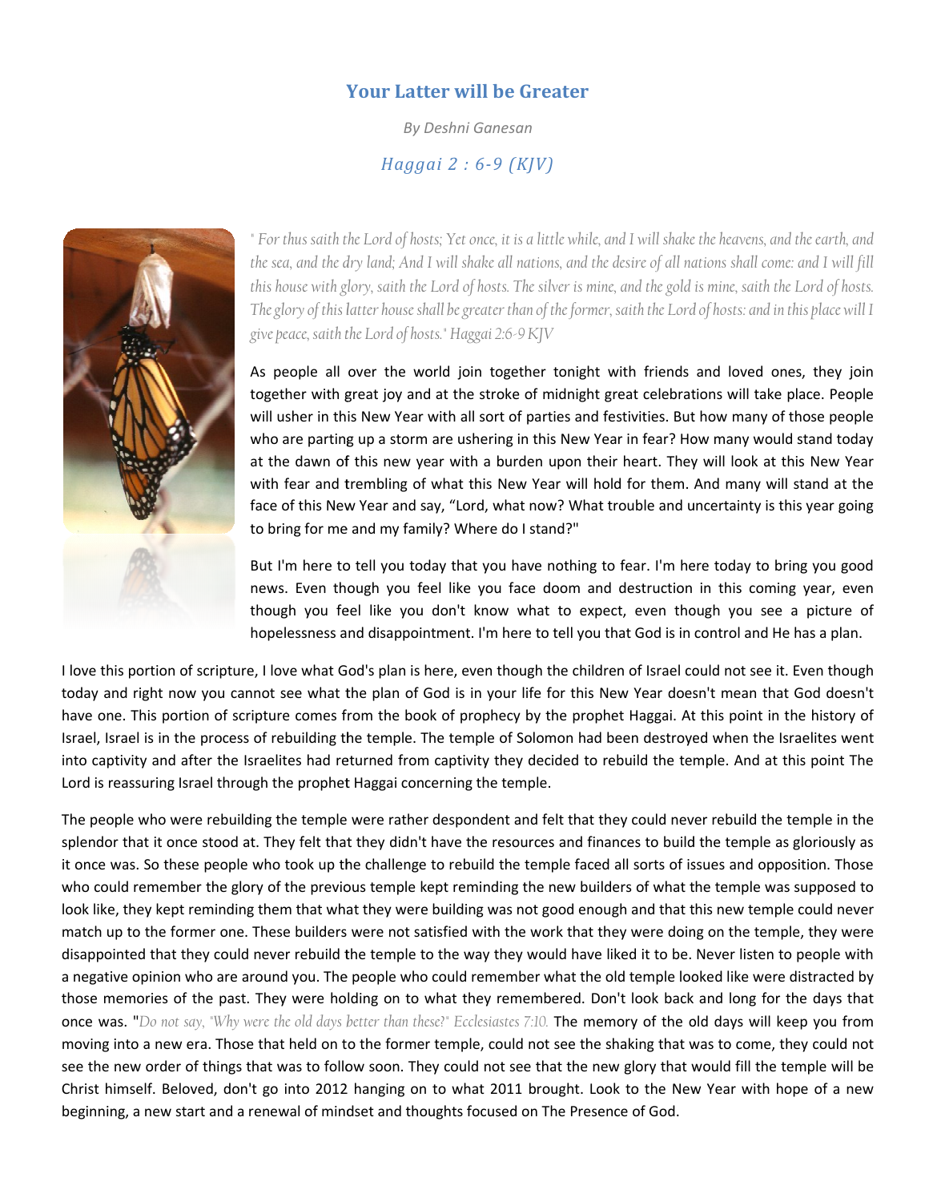# Your Latter will be Greater

*By Deshni Ganesan*

*Haggai 2 : 6-9 (KJV)*

*" For thus saith the Lord of hosts; Yet once, it is a little while, and I will shake the heavens, and the earth, and the sea, and the dry land; And I will shake all nations, and the desire of all nations shall come: and I will fill this house with glory, saith the Lord of hosts. The silver is mine, and the gold is mine, saith the Lord of hosts. The glory of this latter house shall be greater than of the former, saith the Lord of hosts: and in this place will I give peace, saith the Lord of hosts." Haggai 2:6-9 KJV*

As people all over the world join together tonight with friends and loved ones, they join together with great joy and at the stroke of midnight great celebrations will take place. People will usher in this New Year with all sort of parties and festivities. But how many of those people who are parting up a storm are ushering in this New Year in fear? How many would stand today at the dawn of this new year with a burden upon their heart. They will look at this New Year with fear and trembling of what this New Year will hold for them. And many will stand at the face of this New Year and say, "Lord, what now? What trouble and uncertainty is this year going to bring for me and my family? Where do I stand?"

But I'm here to tell you today that you have nothing to fear. I'm here today to bring you good news. Even though you feel like you face doom and destruction in this coming year, even though you feel like you don't know what to expect, even though you see a picture of hopelessness and disappointment. I'm here to tell you that God is in control and He has a plan.

I love this portion of scripture, I love what God's plan is here, even though the children of Israel could not see it. Even though today and right now you cannot see what the plan of God is in your life for this New Year doesn't mean that God doesn't have one. This portion of scripture comes from the book of prophecy by the prophet Haggai. At this point in the history of Israel, Israel is in the process of rebuilding the temple. The temple of Solomon had been destroyed when the Israelites went into captivity and after the Israelites had returned from captivity they decided to rebuild the temple. And at this point The Lord is reassuring Israel through the prophet Haggai concerning the temple.

The people who were rebuilding the temple were rather despondent and felt that they could never rebuild the temple in the splendor that it once stood at. They felt that they didn't have the resources and finances to build the temple as gloriously as it once was. So these people who took up the challenge to rebuild the temple faced all sorts of issues and opposition. Those who could remember the glory of the previous temple kept reminding the new builders of what the temple was supposed to look like, they kept reminding them that what they were building was not good enough and that this new temple could never match up to the former one. These builders were not satisfied with the work that they were doing on the temple, they were disappointed that they could never rebuild the temple to the way they would have liked it to be. Never listen to people with a negative opinion who are around you. The people who could remember what the old temple looked like were distracted by those memories of the past. They were holding on to what they remembered. Don't look back and long for the days that once was. "*Do not say, "Why were the old days better than these?" Ecclesiastes 7:10.* The memory of the old days will keep you from moving into a new era. Those that held on to the former temple, could not see the shaking that was to come, they could not see the new order of things that was to follow soon. They could not see that the new glory that would fill the temple will be Christ himself. Beloved, don't go into 2012 hanging on to what 2011 brought. Look to the New Year with hope of a new beginning, a new start and a renewal of mindset and thoughts focused on The Presence of God.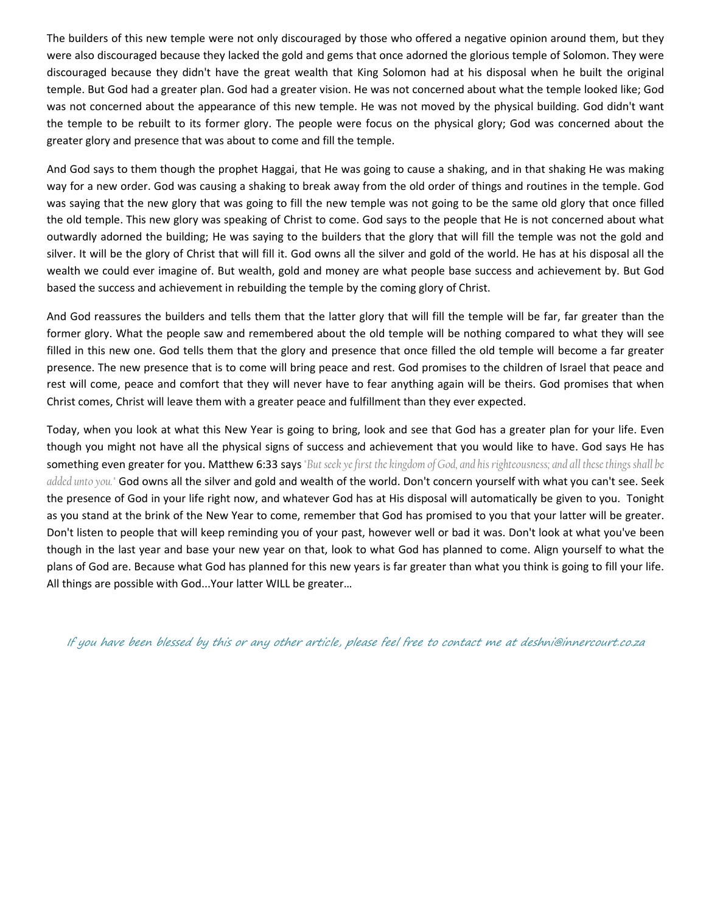The builders of this new temple were not only discouraged by those who offered a negative opinion around them, but they were also discouraged because they lacked the gold and gems that once adorned the glorious temple of Solomon. They were discouraged because they didn't have the great wealth that King Solomon had at his disposal when he built the original temple. But God had a greater plan. God had a greater vision. He was not concerned about what the temple looked like; God was not concerned about the appearance of this new temple. He was not moved by the physical building. God didn't want the temple to be rebuilt to its former glory. The people were focus on the physical glory; God was concerned about the greater glory and presence that was about to come and fill the temple.

And God says to them though the prophet Haggai, that He was going to cause a shaking, and in that shaking He was making way for a new order. God was causing a shaking to break away from the old order of things and routines in the temple. God was saying that the new glory that was going to fill the new temple was not going to be the same old glory that once filled the old temple. This new glory was speaking of Christ to come. God says to the people that He is not concerned about what outwardly adorned the building; He was saying to the builders that the glory that will fill the temple was not the gold and silver. It will be the glory of Christ that will fill it. God owns all the silver and gold of the world. He has at his disposal all the wealth we could ever imagine of. But wealth, gold and money are what people base success and achievement by. But God based the success and achievement in rebuilding the temple by the coming glory of Christ.

And God reassures the builders and tells them that the latter glory that will fill the temple will be far, far greater than the former glory. What the people saw and remembered about the old temple will be nothing compared to what they will see filled in this new one. God tells them that the glory and presence that once filled the old temple will become a far greater presence. The new presence that is to come will bring peace and rest. God promises to the children of Israel that peace and rest will come, peace and comfort that they will never have to fear anything again will be theirs. God promises that when Christ comes, Christ will leave them with a greater peace and fulfillment than they ever expected.

Today, when you look at what this New Year is going to bring, look and see that God has a greater plan for your life. Even though you might not have all the physical signs of success and achievement that you would like to have. God says He has something even greater for you. Matthew 6:33 says *"But seek ye first the kingdom of God, and his righteousness; and all these things shall be added unto you."* God owns all the silver and gold and wealth of the world. Don't concern yourself with what you can't see. Seek the presence of God in your life right now, and whatever God has at His disposal will automatically be given to you. Tonight as you stand at the brink of the New Year to come, remember that God has promised to you that your latter will be greater. Don't listen to people that will keep reminding you of your past, however well or bad it was. Don't look at what you've been though in the last year and base your new year on that, look to what God has planned to come. Align yourself to what the plans of God are. Because what God has planned for this new years is far greater than what you think is going to fill your life. All things are possible with God...Your latter WILL be greater…

*If you have been blessed by this or any other article, please feel free to contact me at deshni@innercourt.co.za*